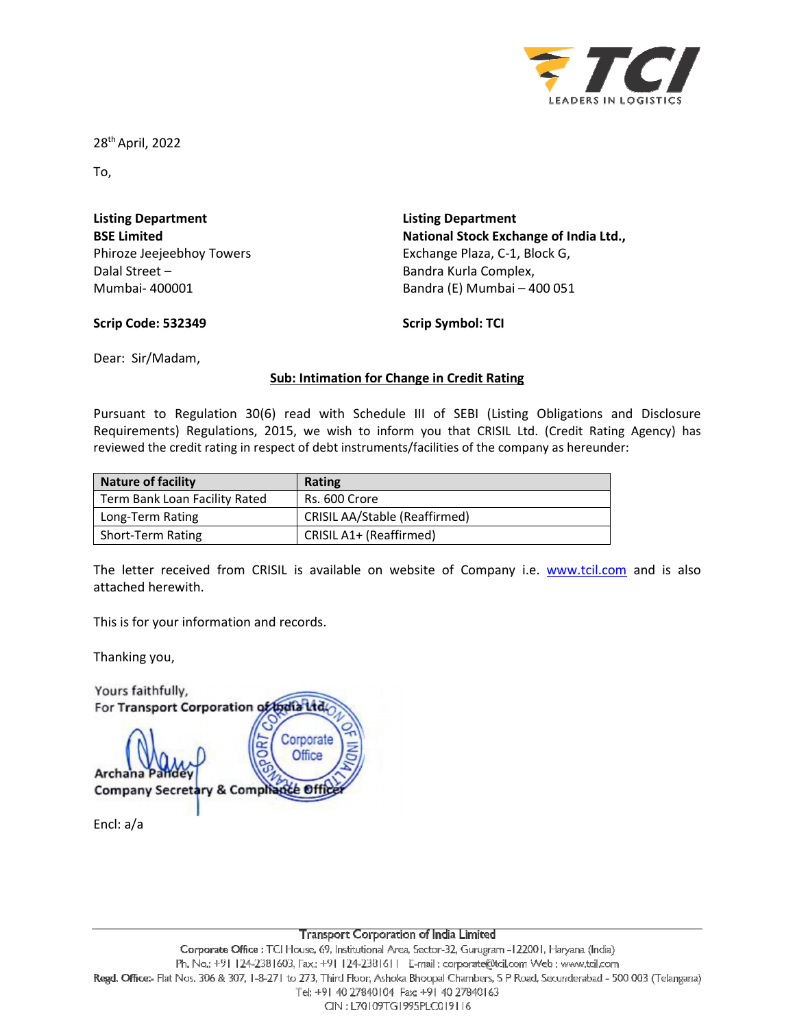28th April, 2022

To,

**Listing Department**
**BSE Limited**
Phiroze Jeejeebhoy Towers
Dalal Street –
Mumbai- 400001

**Scrip Code: 532349**

**Listing Department**
**National Stock Exchange of India Ltd.,**
Exchange Plaza, C-1, Block G,
Bandra Kurla Complex,
Bandra (E) Mumbai – 400 051

**Scrip Symbol: TCI**

Dear: Sir/Madam,

**Sub: Intimation for Change in Credit Rating**

Pursuant to Regulation 30(6) read with Schedule III of SEBI (Listing Obligations and Disclosure Requirements) Regulations, 2015, we wish to inform you that CRISIL Ltd. (Credit Rating Agency) has reviewed the credit rating in respect of debt instruments/facilities of the company as hereunder:

| Nature of facility | Rating |
|---|---|
| Term Bank Loan Facility Rated | Rs. 600 Crore |
| Long-Term Rating | CRISIL AA/Stable (Reaffirmed) |
| Short-Term Rating | CRISIL A1+ (Reaffirmed) |

The letter received from CRISIL is available on website of Company i.e. www.tcil.com and is also attached herewith.

This is for your information and records.

Thanking you,

Yours faithfully,
For **Transport Corporation of India Ltd.**

**Archana Pandey**
**Company Secretary & Compliance Officer**

Encl: a/a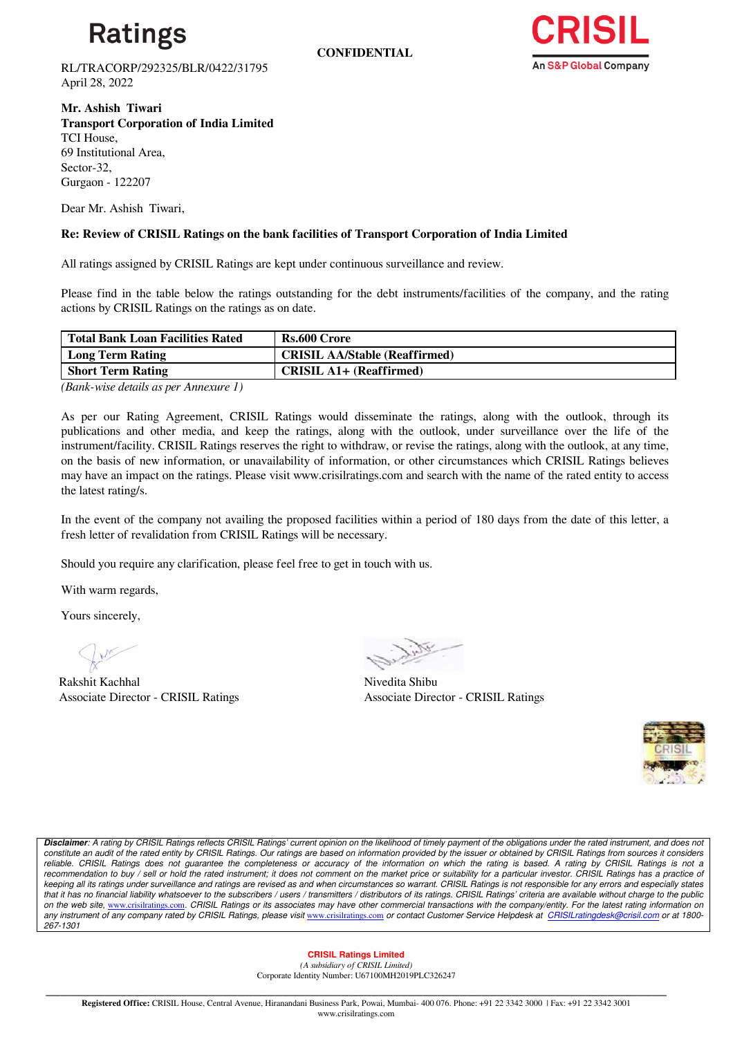# Ratings

**CONFIDENTIAL**

RL/TRACORP/292325/BLR/0422/31795
April 28, 2022

**Mr. Ashish Tiwari**
**Transport Corporation of India Limited**
TCI House,
69 Institutional Area,
Sector-32,
Gurgaon - 122207

Dear Mr. Ashish Tiwari,

**Re: Review of CRISIL Ratings on the bank facilities of Transport Corporation of India Limited**

All ratings assigned by CRISIL Ratings are kept under continuous surveillance and review.

Please find in the table below the ratings outstanding for the debt instruments/facilities of the company, and the rating actions by CRISIL Ratings on the ratings as on date.

| **Total Bank Loan Facilities Rated** | **Rs.600 Crore** |
|---|---|
| **Long Term Rating** | **CRISIL AA/Stable (Reaffirmed)** |
| **Short Term Rating** | **CRISIL A1+ (Reaffirmed)** |

*(Bank-wise details as per Annexure 1)*

As per our Rating Agreement, CRISIL Ratings would disseminate the ratings, along with the outlook, through its publications and other media, and keep the ratings, along with the outlook, under surveillance over the life of the instrument/facility. CRISIL Ratings reserves the right to withdraw, or revise the ratings, along with the outlook, at any time, on the basis of new information, or unavailability of information, or other circumstances which CRISIL Ratings believes may have an impact on the ratings. Please visit www.crisilratings.com and search with the name of the rated entity to access the latest rating/s.

In the event of the company not availing the proposed facilities within a period of 180 days from the date of this letter, a fresh letter of revalidation from CRISIL Ratings will be necessary.

Should you require any clarification, please feel free to get in touch with us.

With warm regards,

Yours sincerely,

Rakshit Kachhal
Associate Director - CRISIL Ratings

Nivedita Shibu
Associate Director - CRISIL Ratings

***Disclaimer**: A rating by CRISIL Ratings reflects CRISIL Ratings' current opinion on the likelihood of timely payment of the obligations under the rated instrument, and does not constitute an audit of the rated entity by CRISIL Ratings. Our ratings are based on information provided by the issuer or obtained by CRISIL Ratings from sources it considers reliable. CRISIL Ratings does not guarantee the completeness or accuracy of the information on which the rating is based. A rating by CRISIL Ratings is not a recommendation to buy / sell or hold the rated instrument; it does not comment on the market price or suitability for a particular investor. CRISIL Ratings has a practice of keeping all its ratings under surveillance and ratings are revised as and when circumstances so warrant. CRISIL Ratings is not responsible for any errors and especially states that it has no financial liability whatsoever to the subscribers / users / transmitters / distributors of its ratings. CRISIL Ratings' criteria are available without charge to the public on the web site, www.crisilratings.com. CRISIL Ratings or its associates may have other commercial transactions with the company/entity. For the latest rating information on any instrument of any company rated by CRISIL Ratings, please visit www.crisilratings.com or contact Customer Service Helpdesk at CRISILratingdesk@crisil.com or at 1800-267-1301*

**CRISIL Ratings Limited**
*(A subsidiary of CRISIL Limited)*
Corporate Identity Number: U67100MH2019PLC326247

**Registered Office:** CRISIL House, Central Avenue, Hiranandani Business Park, Powai, Mumbai- 400 076. Phone: +91 22 3342 3000 | Fax: +91 22 3342 3001
www.crisilratings.com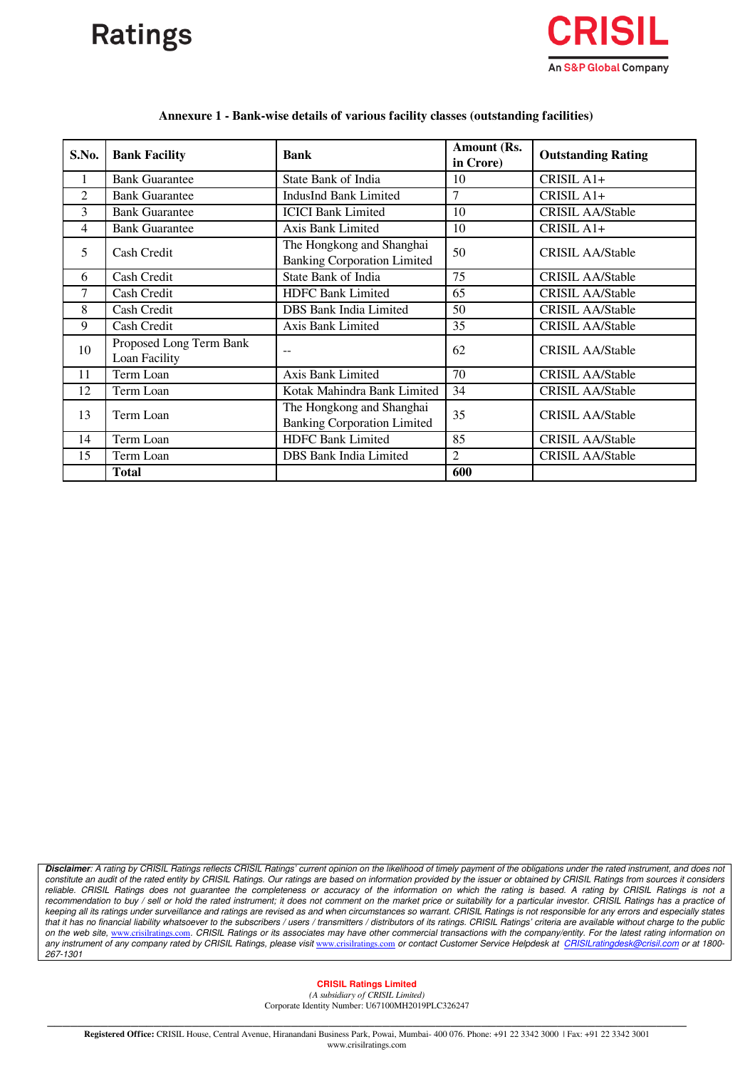## Annexure 1 - Bank-wise details of various facility classes (outstanding facilities)

| S.No. | Bank Facility | Bank | Amount (Rs. in Crore) | Outstanding Rating |
|---|---|---|---|---|
| 1 | Bank Guarantee | State Bank of India | 10 | CRISIL A1+ |
| 2 | Bank Guarantee | IndusInd Bank Limited | 7 | CRISIL A1+ |
| 3 | Bank Guarantee | ICICI Bank Limited | 10 | CRISIL AA/Stable |
| 4 | Bank Guarantee | Axis Bank Limited | 10 | CRISIL A1+ |
| 5 | Cash Credit | The Hongkong and Shanghai Banking Corporation Limited | 50 | CRISIL AA/Stable |
| 6 | Cash Credit | State Bank of India | 75 | CRISIL AA/Stable |
| 7 | Cash Credit | HDFC Bank Limited | 65 | CRISIL AA/Stable |
| 8 | Cash Credit | DBS Bank India Limited | 50 | CRISIL AA/Stable |
| 9 | Cash Credit | Axis Bank Limited | 35 | CRISIL AA/Stable |
| 10 | Proposed Long Term Bank Loan Facility | -- | 62 | CRISIL AA/Stable |
| 11 | Term Loan | Axis Bank Limited | 70 | CRISIL AA/Stable |
| 12 | Term Loan | Kotak Mahindra Bank Limited | 34 | CRISIL AA/Stable |
| 13 | Term Loan | The Hongkong and Shanghai Banking Corporation Limited | 35 | CRISIL AA/Stable |
| 14 | Term Loan | HDFC Bank Limited | 85 | CRISIL AA/Stable |
| 15 | Term Loan | DBS Bank India Limited | 2 | CRISIL AA/Stable |
| | **Total** | | **600** | |

***Disclaimer**: A rating by CRISIL Ratings reflects CRISIL Ratings' current opinion on the likelihood of timely payment of the obligations under the rated instrument, and does not constitute an audit of the rated entity by CRISIL Ratings. Our ratings are based on information provided by the issuer or obtained by CRISIL Ratings from sources it considers reliable. CRISIL Ratings does not guarantee the completeness or accuracy of the information on which the rating is based. A rating by CRISIL Ratings is not a recommendation to buy / sell or hold the rated instrument; it does not comment on the market price or suitability for a particular investor. CRISIL Ratings has a practice of keeping all its ratings under surveillance and ratings are revised as and when circumstances so warrant. CRISIL Ratings is not responsible for any errors and especially states that it has no financial liability whatsoever to the subscribers / users / transmitters / distributors of its ratings. CRISIL Ratings' criteria are available without charge to the public on the web site, www.crisilratings.com. CRISIL Ratings or its associates may have other commercial transactions with the company/entity. For the latest rating information on any instrument of any company rated by CRISIL Ratings, please visit www.crisilratings.com or contact Customer Service Helpdesk at CRISILratingdesk@crisil.com or at 1800-267-1301*

**CRISIL Ratings Limited**
*(A subsidiary of CRISIL Limited)*
Corporate Identity Number: U67100MH2019PLC326247

**Registered Office:** CRISIL House, Central Avenue, Hiranandani Business Park, Powai, Mumbai- 400 076. Phone: +91 22 3342 3000 | Fax: +91 22 3342 3001
www.crisilratings.com